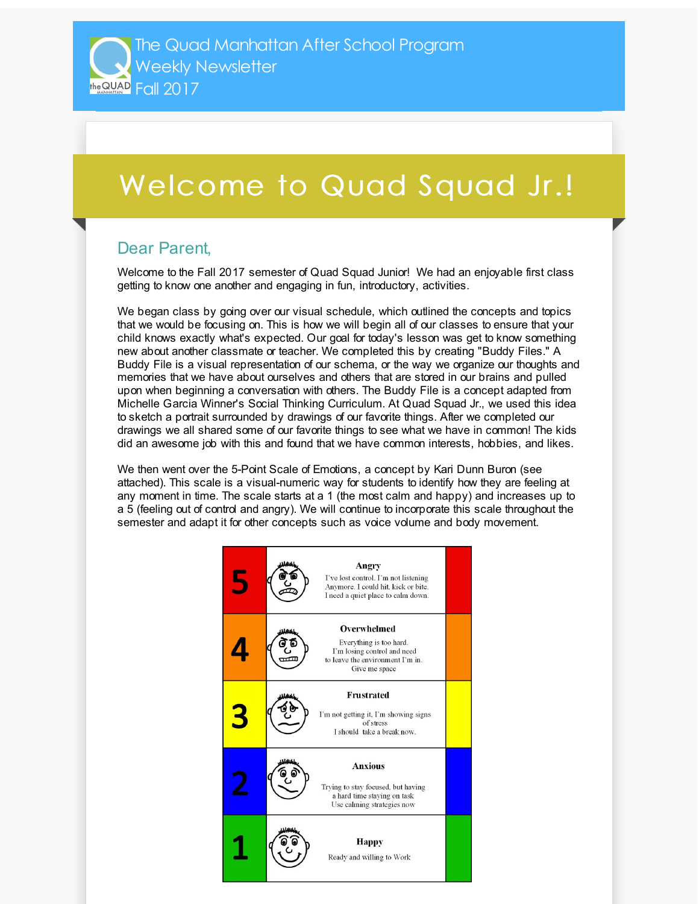The Quad Manhattan After School Program
Weekly Newsletter
Fall 2017

# Welcome to Quad Squad Jr.!

## Dear Parent,

Welcome to the Fall 2017 semester of Quad Squad Junior! We had an enjoyable first class getting to know one another and engaging in fun, introductory, activities.

We began class by going over our visual schedule, which outlined the concepts and topics that we would be focusing on. This is how we will begin all of our classes to ensure that your child knows exactly what's expected. Our goal for today's lesson was get to know something new about another classmate or teacher. We completed this by creating "Buddy Files." A Buddy File is a visual representation of our schema, or the way we organize our thoughts and memories that we have about ourselves and others that are stored in our brains and pulled upon when beginning a conversation with others. The Buddy File is a concept adapted from Michelle Garcia Winner's Social Thinking Curriculum. At Quad Squad Jr., we used this idea to sketch a portrait surrounded by drawings of our favorite things. After we completed our drawings we all shared some of our favorite things to see what we have in common! The kids did an awesome job with this and found that we have common interests, hobbies, and likes.

We then went over the 5-Point Scale of Emotions, a concept by Kari Dunn Buron (see attached). This scale is a visual-numeric way for students to identify how they are feeling at any moment in time. The scale starts at a 1 (the most calm and happy) and increases up to a 5 (feeling out of control and angry). We will continue to incorporate this scale throughout the semester and adapt it for other concepts such as voice volume and body movement.

| | |
|---|---|
| 5 | **Angry** I've lost control. I'm not listening Anymore. I could hit, kick or bite. I need a quiet place to calm down. |
| 4 | **Overwhelmed** Everything is too hard. I'm losing control and need to leave the environment I'm in. Give me space |
| 3 | **Frustrated** I'm not getting it, I'm showing signs of stress I should take a break now. |
| 2 | **Anxious** Trying to stay focused, but having a hard time staying on task Use calming strategies now |
| 1 | **Happy** Ready and willing to Work |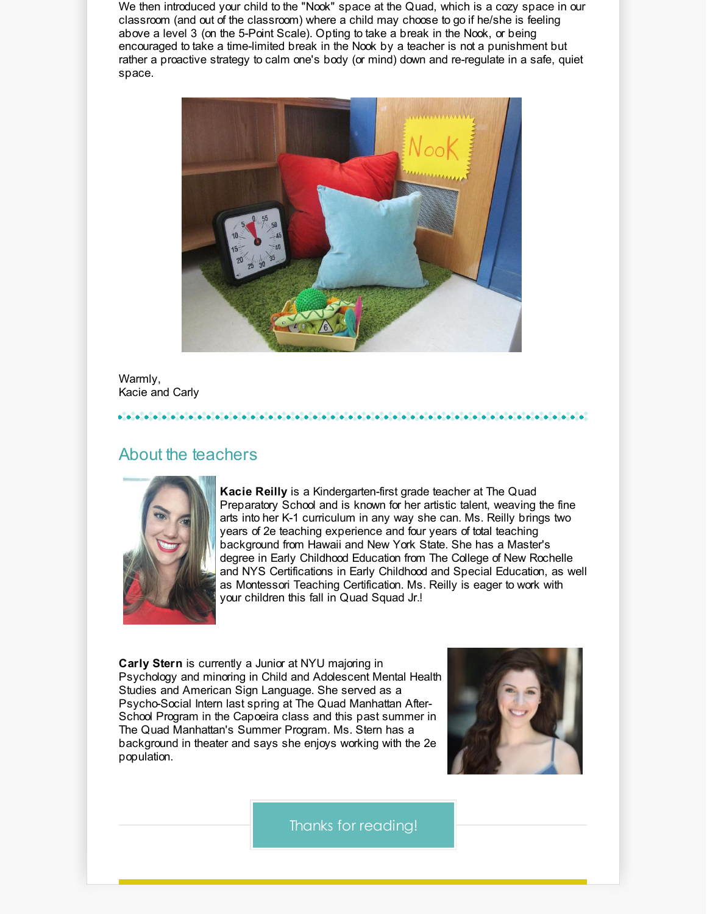We then introduced your child to the "Nook" space at the Quad, which is a cozy space in our classroom (and out of the classroom) where a child may choose to go if he/she is feeling above a level 3 (on the 5-Point Scale). Opting to take a break in the Nook, or being encouraged to take a time-limited break in the Nook by a teacher is not a punishment but rather a proactive strategy to calm one's body (or mind) down and re-regulate in a safe, quiet space.

Warmly,
Kacie and Carly

## About the teachers

**Kacie Reilly** is a Kindergarten-first grade teacher at The Quad Preparatory School and is known for her artistic talent, weaving the fine arts into her K-1 curriculum in any way she can. Ms. Reilly brings two years of 2e teaching experience and four years of total teaching background from Hawaii and New York State. She has a Master's degree in Early Childhood Education from The College of New Rochelle and NYS Certifications in Early Childhood and Special Education, as well as Montessori Teaching Certification. Ms. Reilly is eager to work with your children this fall in Quad Squad Jr.!

**Carly Stern** is currently a Junior at NYU majoring in Psychology and minoring in Child and Adolescent Mental Health Studies and American Sign Language. She served as a Psycho-Social Intern last spring at The Quad Manhattan After-School Program in the Capoeira class and this past summer in The Quad Manhattan's Summer Program. Ms. Stern has a background in theater and says she enjoys working with the 2e population.

Thanks for reading!